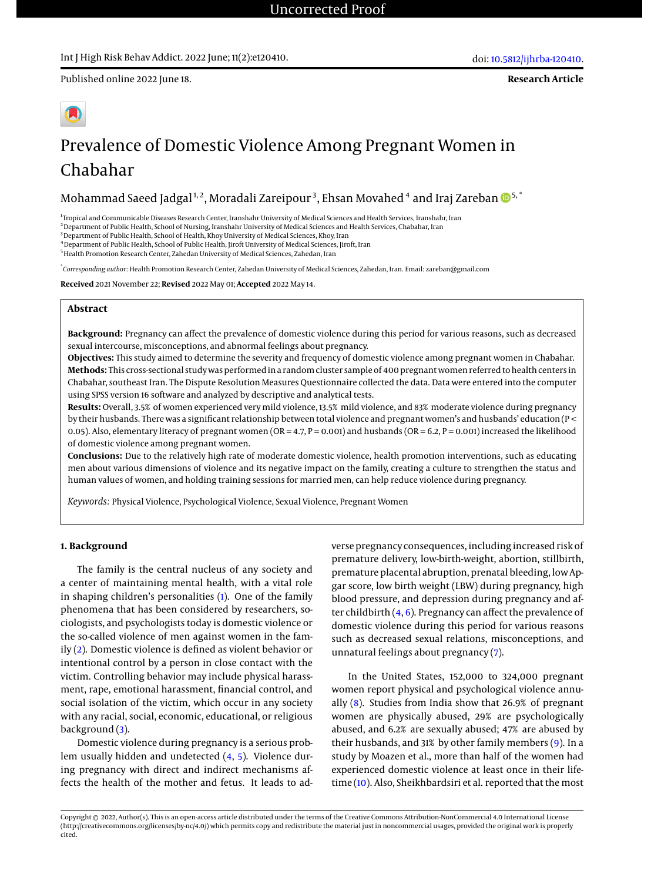Published online 2022 June 18.

**Research Article**

# Prevalence of Domestic Violence Among Pregnant Women in Chabahar

Mohammad Saeed Jadgal[1,2], Moradali Zareipour[3], Ehsan Movahed[4] and Iraj Zareban[5,*]

[1]Tropical and Communicable Diseases Research Center, Iranshahr University of Medical Sciences and Health Services, Iranshahr, Iran
[2]Department of Public Health, School of Nursing, Iranshahr University of Medical Sciences and Health Services, Chabahar, Iran
[3]Department of Public Health, School of Health, Khoy University of Medical Sciences, Khoy, Iran
[4]Department of Public Health, School of Public Health, Jiroft University of Medical Sciences, Jiroft, Iran
[5]Health Promotion Research Center, Zahedan University of Medical Sciences, Zahedan, Iran

[*]*Corresponding author*: Health Promotion Research Center, Zahedan University of Medical Sciences, Zahedan, Iran. Email: zareban@gmail.com

**Received** 2021 November 22; **Revised** 2022 May 01; **Accepted** 2022 May 14.

## Abstract

**Background:** Pregnancy can affect the prevalence of domestic violence during this period for various reasons, such as decreased sexual intercourse, misconceptions, and abnormal feelings about pregnancy.
**Objectives:** This study aimed to determine the severity and frequency of domestic violence among pregnant women in Chabahar.
**Methods:** This cross-sectional study was performed in a random cluster sample of 400 pregnant women referred to health centers in Chabahar, southeast Iran. The Dispute Resolution Measures Questionnaire collected the data. Data were entered into the computer using SPSS version 16 software and analyzed by descriptive and analytical tests.
**Results:** Overall, 3.5% of women experienced very mild violence, 13.5% mild violence, and 83% moderate violence during pregnancy by their husbands. There was a significant relationship between total violence and pregnant women's and husbands' education ($P < 0.05$). Also, elementary literacy of pregnant women ($OR = 4.7$, $P = 0.001$) and husbands ($OR = 6.2$, $P = 0.001$) increased the likelihood of domestic violence among pregnant women.
**Conclusions:** Due to the relatively high rate of moderate domestic violence, health promotion interventions, such as educating men about various dimensions of violence and its negative impact on the family, creating a culture to strengthen the status and human values of women, and holding training sessions for married men, can help reduce violence during pregnancy.

*Keywords:* Physical Violence, Psychological Violence, Sexual Violence, Pregnant Women

## 1. Background

The family is the central nucleus of any society and a center of maintaining mental health, with a vital role in shaping children's personalities (1). One of the family phenomena that has been considered by researchers, sociologists, and psychologists today is domestic violence or the so-called violence of men against women in the family (2). Domestic violence is defined as violent behavior or intentional control by a person in close contact with the victim. Controlling behavior may include physical harassment, rape, emotional harassment, financial control, and social isolation of the victim, which occur in any society with any racial, social, economic, educational, or religious background (3).

Domestic violence during pregnancy is a serious problem usually hidden and undetected (4, 5). Violence during pregnancy with direct and indirect mechanisms affects the health of the mother and fetus. It leads to adverse pregnancy consequences, including increased risk of premature delivery, low-birth-weight, abortion, stillbirth, premature placental abruption, prenatal bleeding, low Apgar score, low birth weight (LBW) during pregnancy, high blood pressure, and depression during pregnancy and after childbirth (4, 6). Pregnancy can affect the prevalence of domestic violence during this period for various reasons such as decreased sexual relations, misconceptions, and unnatural feelings about pregnancy (7).

In the United States, 152,000 to 324,000 pregnant women report physical and psychological violence annually (8). Studies from India show that 26.9% of pregnant women are physically abused, 29% are psychologically abused, and 6.2% are sexually abused; 47% are abused by their husbands, and 31% by other family members (9). In a study by Moazen et al., more than half of the women had experienced domestic violence at least once in their lifetime (10). Also, Sheikhbardsiri et al. reported that the most

Copyright © 2022, Author(s). This is an open-access article distributed under the terms of the Creative Commons Attribution-NonCommercial 4.0 International License (http://creativecommons.org/licenses/by-nc/4.0/) which permits copy and redistribute the material just in noncommercial usages, provided the original work is properly cited.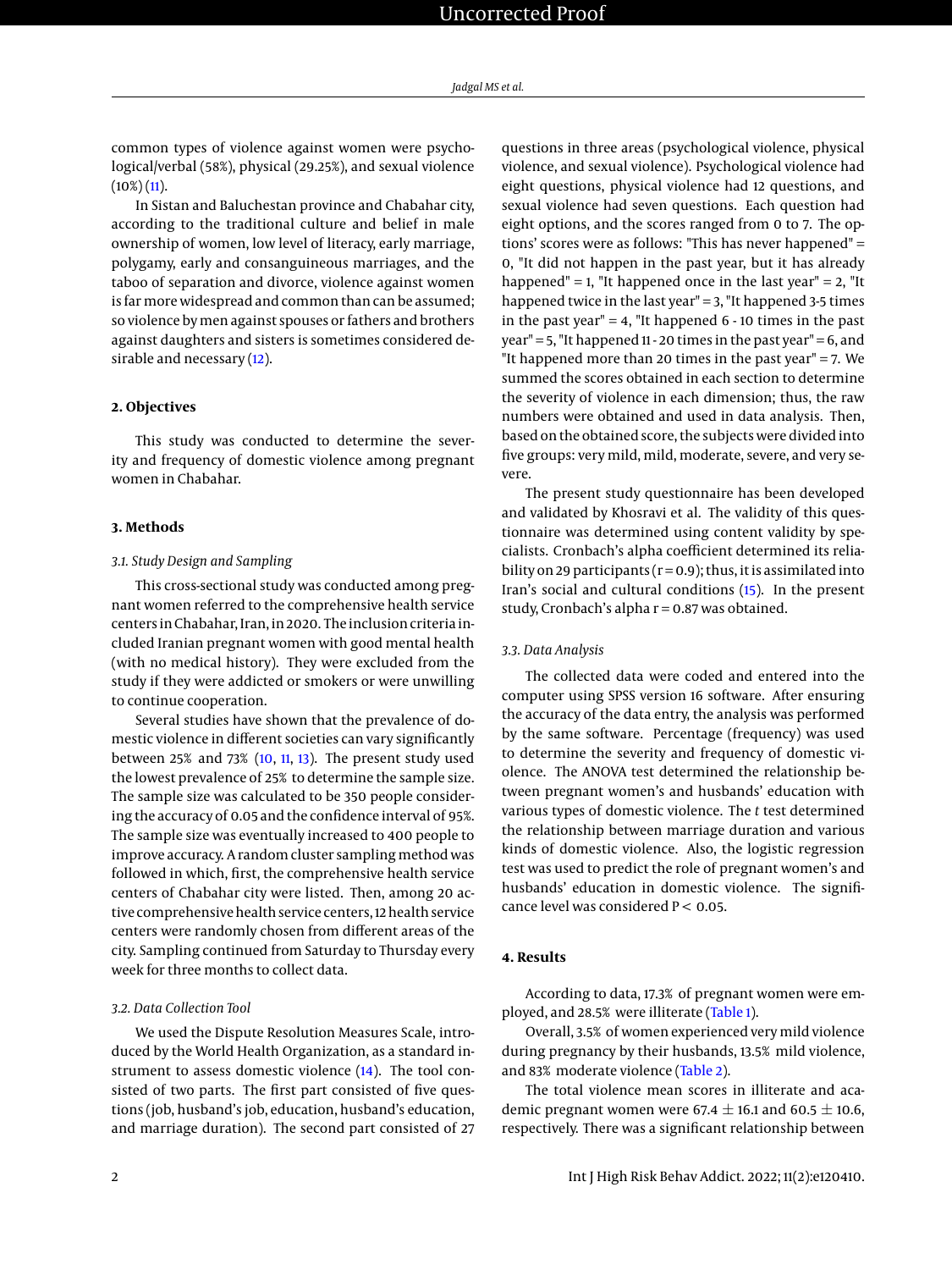common types of violence against women were psychological/verbal (58%), physical (29.25%), and sexual violence (10%) (11).

In Sistan and Baluchestan province and Chabahar city, according to the traditional culture and belief in male ownership of women, low level of literacy, early marriage, polygamy, early and consanguineous marriages, and the taboo of separation and divorce, violence against women is far more widespread and common than can be assumed; so violence by men against spouses or fathers and brothers against daughters and sisters is sometimes considered desirable and necessary (12).

## 2. Objectives

This study was conducted to determine the severity and frequency of domestic violence among pregnant women in Chabahar.

## 3. Methods

### 3.1. Study Design and Sampling

This cross-sectional study was conducted among pregnant women referred to the comprehensive health service centers in Chabahar, Iran, in 2020. The inclusion criteria included Iranian pregnant women with good mental health (with no medical history). They were excluded from the study if they were addicted or smokers or were unwilling to continue cooperation.

Several studies have shown that the prevalence of domestic violence in different societies can vary significantly between 25% and 73% (10, 11, 13). The present study used the lowest prevalence of 25% to determine the sample size. The sample size was calculated to be 350 people considering the accuracy of 0.05 and the confidence interval of 95%. The sample size was eventually increased to 400 people to improve accuracy. A random cluster sampling method was followed in which, first, the comprehensive health service centers of Chabahar city were listed. Then, among 20 active comprehensive health service centers, 12 health service centers were randomly chosen from different areas of the city. Sampling continued from Saturday to Thursday every week for three months to collect data.

### 3.2. Data Collection Tool

We used the Dispute Resolution Measures Scale, introduced by the World Health Organization, as a standard instrument to assess domestic violence (14). The tool consisted of two parts. The first part consisted of five questions (job, husband's job, education, husband's education, and marriage duration). The second part consisted of 27 questions in three areas (psychological violence, physical violence, and sexual violence). Psychological violence had eight questions, physical violence had 12 questions, and sexual violence had seven questions. Each question had eight options, and the scores ranged from 0 to 7. The options' scores were as follows: "This has never happened" = 0, "It did not happen in the past year, but it has already happened" = 1, "It happened once in the last year" = 2, "It happened twice in the last year" = 3, "It happened 3-5 times in the past year" = 4, "It happened 6 - 10 times in the past year" = 5, "It happened 11 - 20 times in the past year" = 6, and "It happened more than 20 times in the past year" = 7. We summed the scores obtained in each section to determine the severity of violence in each dimension; thus, the raw numbers were obtained and used in data analysis. Then, based on the obtained score, the subjects were divided into five groups: very mild, mild, moderate, severe, and very severe.

The present study questionnaire has been developed and validated by Khosravi et al. The validity of this questionnaire was determined using content validity by specialists. Cronbach's alpha coefficient determined its reliability on 29 participants (r = 0.9); thus, it is assimilated into Iran's social and cultural conditions (15). In the present study, Cronbach's alpha r = 0.87 was obtained.

### 3.3. Data Analysis

The collected data were coded and entered into the computer using SPSS version 16 software. After ensuring the accuracy of the data entry, the analysis was performed by the same software. Percentage (frequency) was used to determine the severity and frequency of domestic violence. The ANOVA test determined the relationship between pregnant women's and husbands' education with various types of domestic violence. The *t* test determined the relationship between marriage duration and various kinds of domestic violence. Also, the logistic regression test was used to predict the role of pregnant women's and husbands' education in domestic violence. The significance level was considered $P < 0.05$.

## 4. Results

According to data, 17.3% of pregnant women were employed, and 28.5% were illiterate (Table 1).

Overall, 3.5% of women experienced very mild violence during pregnancy by their husbands, 13.5% mild violence, and 83% moderate violence (Table 2).

The total violence mean scores in illiterate and academic pregnant women were 67.4 ± 16.1 and 60.5 ± 10.6, respectively. There was a significant relationship between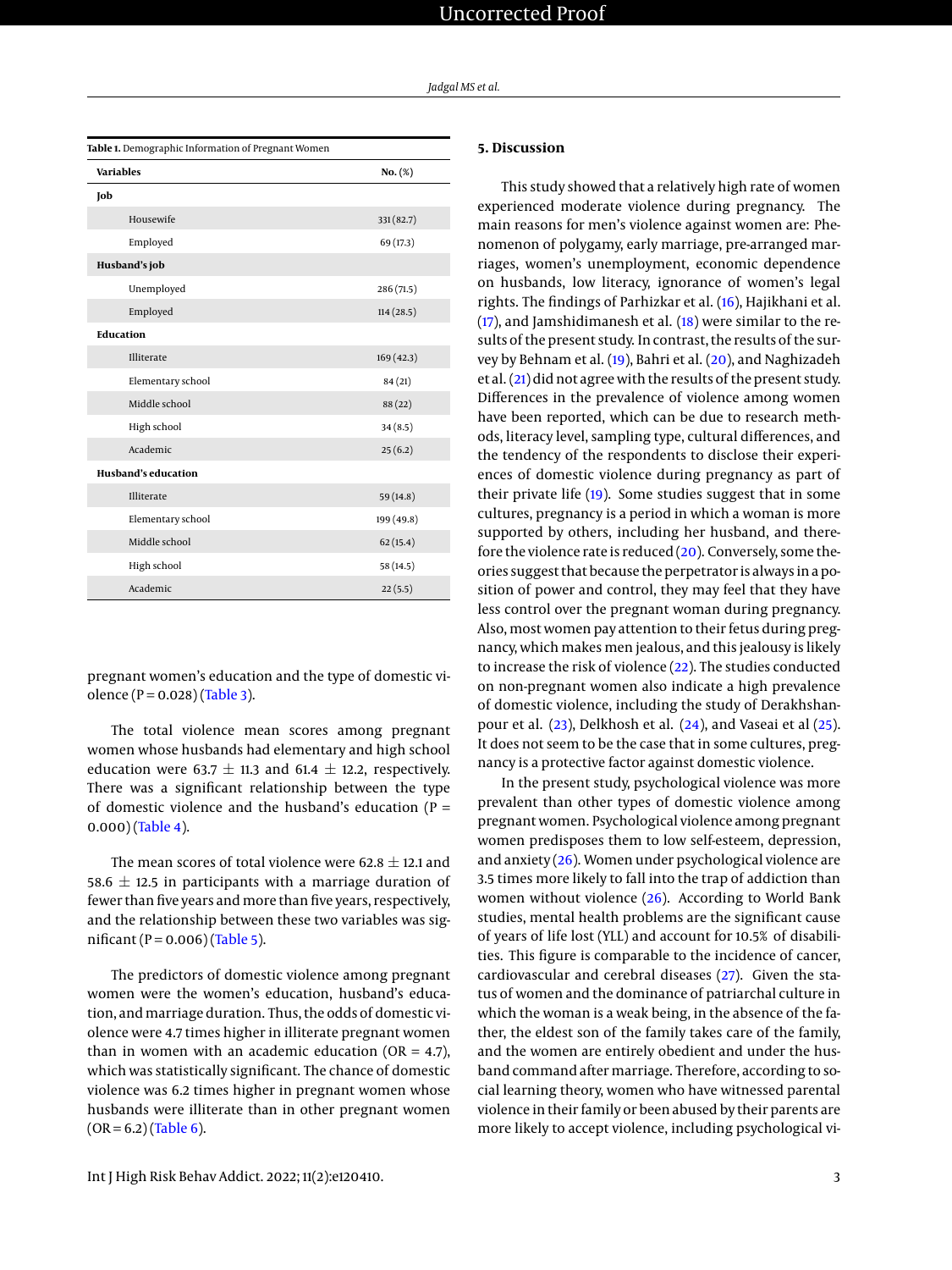**Table 1.** Demographic Information of Pregnant Women

| Variables | No. (%) |
|---|---|
| **Job** | |
| Housewife | 331 (82.7) |
| Employed | 69 (17.3) |
| **Husband's job** | |
| Unemployed | 286 (71.5) |
| Employed | 114 (28.5) |
| **Education** | |
| Illiterate | 169 (42.3) |
| Elementary school | 84 (21) |
| Middle school | 88 (22) |
| High school | 34 (8.5) |
| Academic | 25 (6.2) |
| **Husband's education** | |
| Illiterate | 59 (14.8) |
| Elementary school | 199 (49.8) |
| Middle school | 62 (15.4) |
| High school | 58 (14.5) |
| Academic | 22 (5.5) |

pregnant women's education and the type of domestic violence (P = 0.028) (Table 3).

The total violence mean scores among pregnant women whose husbands had elementary and high school education were 63.7 ± 11.3 and 61.4 ± 12.2, respectively. There was a significant relationship between the type of domestic violence and the husband's education (P = 0.000) (Table 4).

The mean scores of total violence were 62.8 ± 12.1 and 58.6 ± 12.5 in participants with a marriage duration of fewer than five years and more than five years, respectively, and the relationship between these two variables was significant (P = 0.006) (Table 5).

The predictors of domestic violence among pregnant women were the women's education, husband's education, and marriage duration. Thus, the odds of domestic violence were 4.7 times higher in illiterate pregnant women than in women with an academic education (OR = 4.7), which was statistically significant. The chance of domestic violence was 6.2 times higher in pregnant women whose husbands were illiterate than in other pregnant women (OR = 6.2) (Table 6).

## 5. Discussion

This study showed that a relatively high rate of women experienced moderate violence during pregnancy. The main reasons for men's violence against women are: Phenomenon of polygamy, early marriage, pre-arranged marriages, women's unemployment, economic dependence on husbands, low literacy, ignorance of women's legal rights. The findings of Parhizkar et al. (16), Hajikhani et al. (17), and Jamshidimanesh et al. (18) were similar to the results of the present study. In contrast, the results of the survey by Behnam et al. (19), Bahri et al. (20), and Naghizadeh et al. (21) did not agree with the results of the present study. Differences in the prevalence of violence among women have been reported, which can be due to research methods, literacy level, sampling type, cultural differences, and the tendency of the respondents to disclose their experiences of domestic violence during pregnancy as part of their private life (19). Some studies suggest that in some cultures, pregnancy is a period in which a woman is more supported by others, including her husband, and therefore the violence rate is reduced (20). Conversely, some theories suggest that because the perpetrator is always in a position of power and control, they may feel that they have less control over the pregnant woman during pregnancy. Also, most women pay attention to their fetus during pregnancy, which makes men jealous, and this jealousy is likely to increase the risk of violence (22). The studies conducted on non-pregnant women also indicate a high prevalence of domestic violence, including the study of Derakhshanpour et al. (23), Delkhosh et al. (24), and Vaseai et al (25). It does not seem to be the case that in some cultures, pregnancy is a protective factor against domestic violence.

In the present study, psychological violence was more prevalent than other types of domestic violence among pregnant women. Psychological violence among pregnant women predisposes them to low self-esteem, depression, and anxiety (26). Women under psychological violence are 3.5 times more likely to fall into the trap of addiction than women without violence (26). According to World Bank studies, mental health problems are the significant cause of years of life lost (YLL) and account for 10.5% of disabilities. This figure is comparable to the incidence of cancer, cardiovascular and cerebral diseases (27). Given the status of women and the dominance of patriarchal culture in which the woman is a weak being, in the absence of the father, the eldest son of the family takes care of the family, and the women are entirely obedient and under the husband command after marriage. Therefore, according to social learning theory, women who have witnessed parental violence in their family or been abused by their parents are more likely to accept violence, including psychological vi-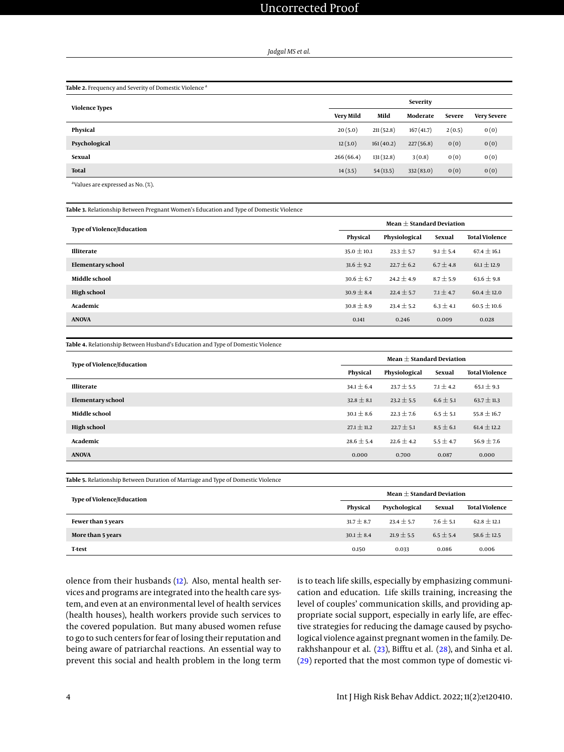**Table 2.** Frequency and Severity of Domestic Violence [a]

| Violence Types | Severity | | | | |
|---|---|---|---|---|---|
| | Very Mild | Mild | Moderate | Severe | Very Severe |
| **Physical** | 20 (5.0) | 211 (52.8) | 167 (41.7) | 2 (0.5) | 0 (0) |
| **Psychological** | 12 (3.0) | 161 (40.2) | 227 (56.8) | 0 (0) | 0 (0) |
| **Sexual** | 266 (66.4) | 131 (32.8) | 3 (0.8) | 0 (0) | 0 (0) |
| **Total** | 14 (3.5) | 54 (13.5) | 332 (83.0) | 0 (0) | 0 (0) |

[a] Values are expressed as No. (%).

**Table 3.** Relationship Between Pregnant Women's Education and Type of Domestic Violence

| Type of Violence/Education | Mean ± Standard Deviation | | | |
|---|---|---|---|---|
| | Physical | Physiological | Sexual | Total Violence |
| **Illiterate** | 35.0 ± 10.1 | 23.3 ± 5.7 | 9.1 ± 5.4 | 67.4 ± 16.1 |
| **Elementary school** | 31.6 ± 9.2 | 22.7 ± 6.2 | 6.7 ± 4.8 | 61.1 ± 12.9 |
| **Middle school** | 30.6 ± 6.7 | 24.2 ± 4.9 | 8.7 ± 5.9 | 63.6 ± 9.8 |
| **High school** | 30.9 ± 8.4 | 22.4 ± 5.7 | 7.1 ± 4.7 | 60.4 ± 12.0 |
| **Academic** | 30.8 ± 8.9 | 23.4 ± 5.2 | 6.3 ± 4.1 | 60.5 ± 10.6 |
| **ANOVA** | 0.141 | 0.246 | 0.009 | 0.028 |

**Table 4.** Relationship Between Husband's Education and Type of Domestic Violence

| Type of Violence/Education | Mean ± Standard Deviation | | | |
|---|---|---|---|---|
| | Physical | Physiological | Sexual | Total Violence |
| **Illiterate** | 34.1 ± 6.4 | 23.7 ± 5.5 | 7.1 ± 4.2 | 65.1 ± 9.3 |
| **Elementary school** | 32.8 ± 8.1 | 23.2 ± 5.5 | 6.6 ± 5.1 | 63.7 ± 11.3 |
| **Middle school** | 30.1 ± 8.6 | 22.3 ± 7.6 | 6.5 ± 5.1 | 55.8 ± 16.7 |
| **High school** | 27.1 ± 11.2 | 22.7 ± 5.1 | 8.5 ± 6.1 | 61.4 ± 12.2 |
| **Academic** | 28.6 ± 5.4 | 22.6 ± 4.2 | 5.5 ± 4.7 | 56.9 ± 7.6 |
| **ANOVA** | 0.000 | 0.700 | 0.087 | 0.000 |

**Table 5.** Relationship Between Duration of Marriage and Type of Domestic Violence

| Type of Violence/Education | Mean ± Standard Deviation | | | |
|---|---|---|---|---|
| | Physical | Psychological | Sexual | Total Violence |
| **Fewer than 5 years** | 31.7 ± 8.7 | 23.4 ± 5.7 | 7.6 ± 5.1 | 62.8 ± 12.1 |
| **More than 5 years** | 30.1 ± 8.4 | 21.9 ± 5.5 | 6.5 ± 5.4 | 58.6 ± 12.5 |
| **T-test** | 0.150 | 0.033 | 0.086 | 0.006 |

olence from their husbands (12). Also, mental health services and programs are integrated into the health care system, and even at an environmental level of health services (health houses), health workers provide such services to the covered population. But many abused women refuse to go to such centers for fear of losing their reputation and being aware of patriarchal reactions. An essential way to prevent this social and health problem in the long term is to teach life skills, especially by emphasizing communication and education. Life skills training, increasing the level of couples' communication skills, and providing appropriate social support, especially in early life, are effective strategies for reducing the damage caused by psychological violence against pregnant women in the family. Derakhshanpour et al. (23), Bifftu et al. (28), and Sinha et al. (29) reported that the most common type of domestic vi-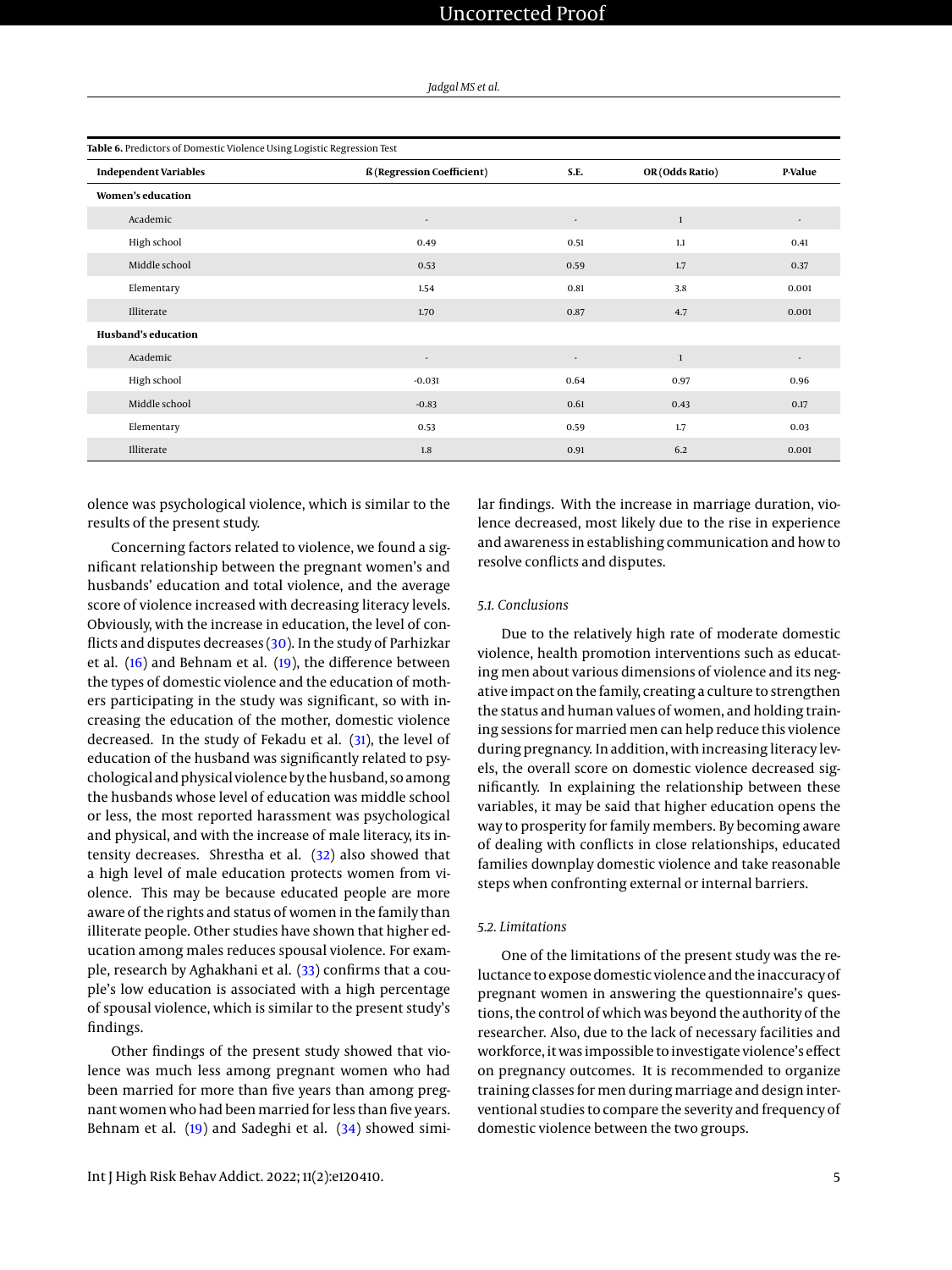**Table 6.** Predictors of Domestic Violence Using Logistic Regression Test

| Independent Variables | ß (Regression Coefficient) | S.E. | OR (Odds Ratio) | P-Value |
|---|---|---|---|---|
| **Women's education** | | | | |
| Academic | - | - | 1 | - |
| High school | 0.49 | 0.51 | 1.1 | 0.41 |
| Middle school | 0.53 | 0.59 | 1.7 | 0.37 |
| Elementary | 1.54 | 0.81 | 3.8 | 0.001 |
| Illiterate | 1.70 | 0.87 | 4.7 | 0.001 |
| **Husband's education** | | | | |
| Academic | - | - | 1 | - |
| High school | -0.031 | 0.64 | 0.97 | 0.96 |
| Middle school | -0.83 | 0.61 | 0.43 | 0.17 |
| Elementary | 0.53 | 0.59 | 1.7 | 0.03 |
| Illiterate | 1.8 | 0.91 | 6.2 | 0.001 |

olence was psychological violence, which is similar to the results of the present study.

Concerning factors related to violence, we found a significant relationship between the pregnant women's and husbands' education and total violence, and the average score of violence increased with decreasing literacy levels. Obviously, with the increase in education, the level of conflicts and disputes decreases (30). In the study of Parhizkar et al. (16) and Behnam et al. (19), the difference between the types of domestic violence and the education of mothers participating in the study was significant, so with increasing the education of the mother, domestic violence decreased. In the study of Fekadu et al. (31), the level of education of the husband was significantly related to psychological and physical violence by the husband, so among the husbands whose level of education was middle school or less, the most reported harassment was psychological and physical, and with the increase of male literacy, its intensity decreases. Shrestha et al. (32) also showed that a high level of male education protects women from violence. This may be because educated people are more aware of the rights and status of women in the family than illiterate people. Other studies have shown that higher education among males reduces spousal violence. For example, research by Aghakhani et al. (33) confirms that a couple's low education is associated with a high percentage of spousal violence, which is similar to the present study's findings.

Other findings of the present study showed that violence was much less among pregnant women who had been married for more than five years than among pregnant women who had been married for less than five years. Behnam et al. (19) and Sadeghi et al. (34) showed similar findings. With the increase in marriage duration, violence decreased, most likely due to the rise in experience and awareness in establishing communication and how to resolve conflicts and disputes.

### 5.1. Conclusions

Due to the relatively high rate of moderate domestic violence, health promotion interventions such as educating men about various dimensions of violence and its negative impact on the family, creating a culture to strengthen the status and human values of women, and holding training sessions for married men can help reduce this violence during pregnancy. In addition, with increasing literacy levels, the overall score on domestic violence decreased significantly. In explaining the relationship between these variables, it may be said that higher education opens the way to prosperity for family members. By becoming aware of dealing with conflicts in close relationships, educated families downplay domestic violence and take reasonable steps when confronting external or internal barriers.

### 5.2. Limitations

One of the limitations of the present study was the reluctance to expose domestic violence and the inaccuracy of pregnant women in answering the questionnaire's questions, the control of which was beyond the authority of the researcher. Also, due to the lack of necessary facilities and workforce, it was impossible to investigate violence's effect on pregnancy outcomes. It is recommended to organize training classes for men during marriage and design interventional studies to compare the severity and frequency of domestic violence between the two groups.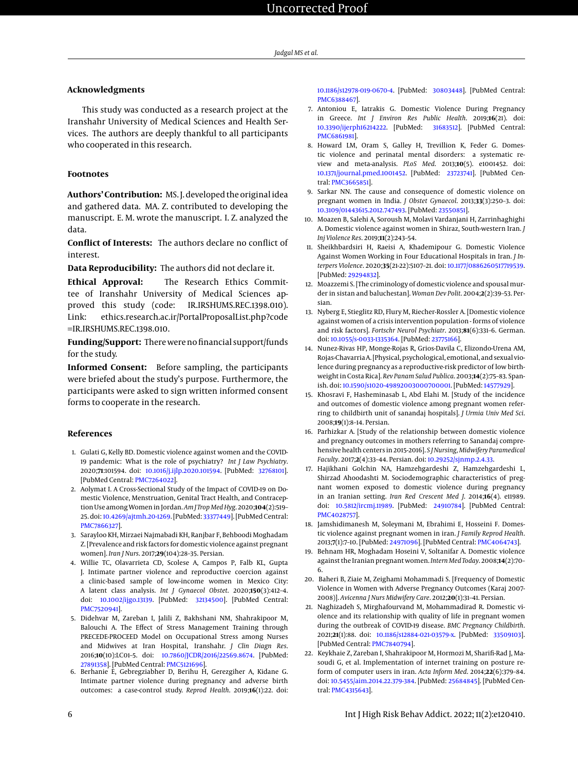## Acknowledgments

This study was conducted as a research project at the Iranshahr University of Medical Sciences and Health Services. The authors are deeply thankful to all participants who cooperated in this research.

## Footnotes

**Authors' Contribution:** MS. J. developed the original idea and gathered data. MA. Z. contributed to developing the manuscript. E. M. wrote the manuscript. I. Z. analyzed the data.

**Conflict of Interests:** The authors declare no conflict of interest.

**Data Reproducibility:** The authors did not declare it.

**Ethical Approval:** The Research Ethics Committee of Iranshahr University of Medical Sciences approved this study (code: IR.IRSHUMS.REC.1398.010). Link: ethics.research.ac.ir/PortalProposalList.php?code =IR.IRSHUMS.REC.1398.010.

**Funding/Support:** There were no financial support/funds for the study.

**Informed Consent:** Before sampling, the participants were briefed about the study's purpose. Furthermore, the participants were asked to sign written informed consent forms to cooperate in the research.

## References

1. Gulati G, Kelly BD. Domestic violence against women and the COVID-19 pandemic: What is the role of psychiatry? *Int J Law Psychiatry*. 2020;**71**:101594. doi: 10.1016/j.ijlp.2020.101594. [PubMed: 32768101]. [PubMed Central: PMC7264022].
2. Aolymat I. A Cross-Sectional Study of the Impact of COVID-19 on Domestic Violence, Menstruation, Genital Tract Health, and Contraception Use among Women in Jordan. *Am J Trop Med Hyg*. 2020;**104**(2):519–25. doi: 10.4269/ajtmh.20-1269. [PubMed: 33377449]. [PubMed Central: PMC7866327].
3. Sarayloo KH, Mirzaei Najmabadi KH, Ranjbar F, Behboodi Moghadam Z. [Prevalence and risk factors for domestic violence against pregnant women]. *Iran J Nurs*. 2017;**29**(104):28–35. Persian.
4. Willie TC, Olavarrieta CD, Scolese A, Campos P, Falb KL, Gupta J. Intimate partner violence and reproductive coercion against a clinic-based sample of low-income women in Mexico City: A latent class analysis. *Int J Gynaecol Obstet*. 2020;**150**(3):412–4. doi: 10.1002/ijgo.13139. [PubMed: 32134500]. [PubMed Central: PMC7520941].
5. Didehvar M, Zareban I, Jalili Z, Bakhshani NM, Shahrakipoor M, Balouchi A. The Effect of Stress Management Training through PRECEDE-PROCEED Model on Occupational Stress among Nurses and Midwives at Iran Hospital, Iranshahr. *J Clin Diagn Res*. 2016;**10**(10):LC01–5. doi: 10.7860/JCDR/2016/22569.8674. [PubMed: 27891358]. [PubMed Central: PMC5121696].
6. Berhanie E, Gebregziabher D, Berihu H, Gerezgiher A, Kidane G. Intimate partner violence during pregnancy and adverse birth outcomes: a case-control study. *Reprod Health*. 2019;**16**(1):22. doi: 10.1186/s12978-019-0670-4. [PubMed: 30803448]. [PubMed Central: PMC6388467].
7. Antoniou E, Iatrakis G. Domestic Violence During Pregnancy in Greece. *Int J Environ Res Public Health*. 2019;**16**(21). doi: 10.3390/ijerph16214222. [PubMed: 31683512]. [PubMed Central: PMC6861981].
8. Howard LM, Oram S, Galley H, Trevillion K, Feder G. Domestic violence and perinatal mental disorders: a systematic review and meta-analysis. *PLoS Med*. 2013;**10**(5). e1001452. doi: 10.1371/journal.pmed.1001452. [PubMed: 23723741]. [PubMed Central: PMC3665851].
9. Sarkar NN. The cause and consequence of domestic violence on pregnant women in India. *J Obstet Gynaecol*. 2013;**33**(3):250–3. doi: 10.3109/01443615.2012.747493. [PubMed: 23550851].
10. Moazen B, Salehi A, Soroush M, Molavi Vardanjani H, Zarrinhaghighi A. Domestic violence against women in Shiraz, South-western Iran. *J Inj Violence Res*. 2019;**11**(2):243–54.
11. Sheikhbardsiri H, Raeisi A, Khademipour G. Domestic Violence Against Women Working in Four Educational Hospitals in Iran. *J Interpers Violence*. 2020;**35**(21-22):5107–21. doi: 10.1177/0886260517719539. [PubMed: 29294832].
12. Moazzemi S. [The criminology of domestic violence and spousal murder in sistan and baluchestan]. *Woman Dev Polit*. 2004;**2**(2):39–53. Persian.
13. Nyberg E, Stieglitz RD, Flury M, Riecher-Rossler A. [Domestic violence against women of a crisis intervention population - forms of violence and risk factors]. *Fortschr Neurol Psychiatr*. 2013;**81**(6):331–6. German. doi: 10.1055/s-0033-1335364. [PubMed: 23775166].
14. Nunez-Rivas HP, Monge-Rojas R, Grios-Davila C, Elizondo-Urena AM, Rojas-Chavarria A. [Physical, psychological, emotional, and sexual violence during pregnancy as a reproductive-risk predictor of low birthweight in Costa Rica]. *Rev Panam Salud Publica*. 2003;**14**(2):75–83. Spanish. doi: 10.1590/s1020-49892003000700001. [PubMed: 14577929].
15. Khosravi F, Hasheminasab L, Abd Elahi M. [Study of the incidence and outcomes of domestic violence among pregnant women referring to childbirth unit of sanandaj hospitals]. *J Urmia Univ Med Sci*. 2008;**19**(1):8–14. Persian.
16. Parhizkar A. [Study of the relationship between domestic violence and pregnancy outcomes in mothers referring to Sanandaj comprehensive health centers in 2015-2016]. *S J Nursing, Midwifery Paramedical Faculty*. 2017;**2**(4):33–44. Persian. doi: 10.29252/sjnmp.2.4.33.
17. Hajikhani Golchin NA, Hamzehgardeshi Z, Hamzehgardeshi L, Shirzad Ahoodashti M. Sociodemographic characteristics of pregnant women exposed to domestic violence during pregnancy in an Iranian setting. *Iran Red Crescent Med J*. 2014;**16**(4). e11989. doi: 10.5812/ircmj.11989. [PubMed: 24910784]. [PubMed Central: PMC4028757].
18. Jamshidimanesh M, Soleymani M, Ebrahimi E, Hosseini F. Domestic violence against pregnant women in iran. *J Family Reprod Health*. 2013;**7**(1):7–10. [PubMed: 24971096]. [PubMed Central: PMC4064743].
19. Behnam HR, Moghadam Hoseini V, Soltanifar A. Domestic violence against the Iranian pregnant women. *Intern Med Today*. 2008;**14**(2):70–6.
20. Baheri B, Ziaie M, Zeighami Mohammadi S. [Frequency of Domestic Violence in Women with Adverse Pregnancy Outcomes (Karaj 2007-2008)]. *Avicenna J Nurs Midwifery Care*. 2012;**20**(1):31–41. Persian.
21. Naghizadeh S, Mirghafourvand M, Mohammadirad R. Domestic violence and its relationship with quality of life in pregnant women during the outbreak of COVID-19 disease. *BMC Pregnancy Childbirth*. 2021;**21**(1):88. doi: 10.1186/s12884-021-03579-x. [PubMed: 33509103]. [PubMed Central: PMC7840794].
22. Keykhaie Z, Zareban I, Shahrakipoor M, Hormozi M, Sharifi-Rad J, Masoudi G, et al. Implementation of internet training on posture reform of computer users in iran. *Acta Inform Med*. 2014;**22**(6):379–84. doi: 10.5455/aim.2014.22.379-384. [PubMed: 25684845]. [PubMed Central: PMC4315643].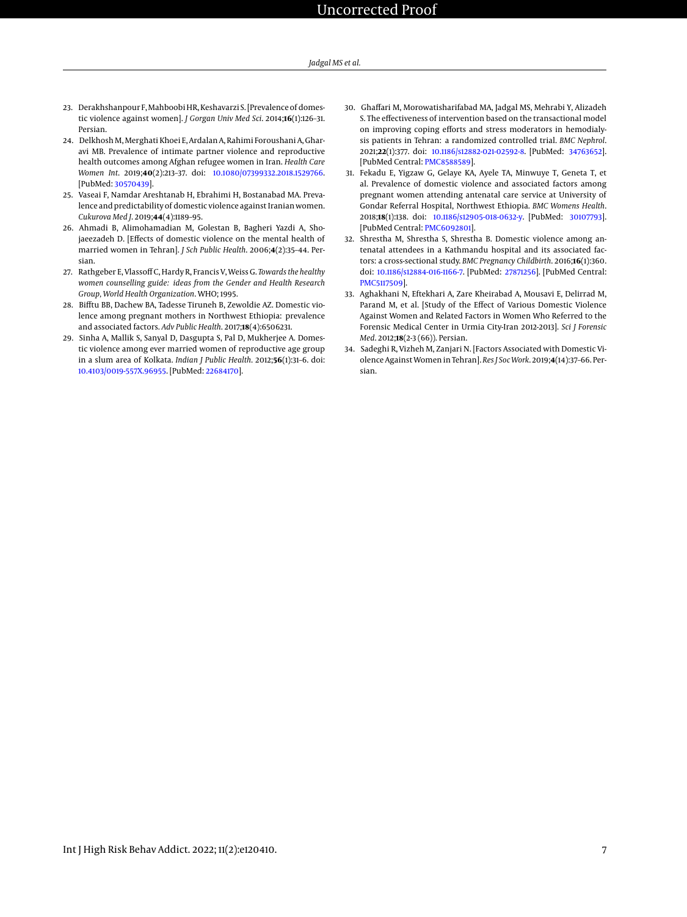23. Derakhshanpour F, Mahboobi HR, Keshavarzi S. [Prevalence of domestic violence against women]. *J Gorgan Univ Med Sci*. 2014;**16**(1):126–31. Persian.
24. Delkhosh M, Merghati Khoei E, Ardalan A, Rahimi Foroushani A, Gharavi MB. Prevalence of intimate partner violence and reproductive health outcomes among Afghan refugee women in Iran. *Health Care Women Int*. 2019;**40**(2):213–37. doi: 10.1080/07399332.2018.1529766. [PubMed: 30570439].
25. Vaseai F, Namdar Areshtanab H, Ebrahimi H, Bostanabad MA. Prevalence and predictability of domestic violence against Iranian women. *Cukurova Med J*. 2019;**44**(4):1189–95.
26. Ahmadi B, Alimohamadian M, Golestan B, Bagheri Yazdi A, Shojaeezadeh D. [Effects of domestic violence on the mental health of married women in Tehran]. *J Sch Public Health*. 2006;**4**(2):35–44. Persian.
27. Rathgeber E, Vlassoff C, Hardy R, Francis V, Weiss G. *Towards the healthy women counselling guide: ideas from the Gender and Health Research Group, World Health Organization*. WHO; 1995.
28. Bifftu BB, Dachew BA, Tadesse Tiruneh B, Zewoldie AZ. Domestic violence among pregnant mothers in Northwest Ethiopia: prevalence and associated factors. *Adv Public Health*. 2017;**18**(4):6506231.
29. Sinha A, Mallik S, Sanyal D, Dasgupta S, Pal D, Mukherjee A. Domestic violence among ever married women of reproductive age group in a slum area of Kolkata. *Indian J Public Health*. 2012;**56**(1):31–6. doi: 10.4103/0019-557X.96955. [PubMed: 22684170].
30. Ghaffari M, Morowatisharifabad MA, Jadgal MS, Mehrabi Y, Alizadeh S. The effectiveness of intervention based on the transactional model on improving coping efforts and stress moderators in hemodialysis patients in Tehran: a randomized controlled trial. *BMC Nephrol*. 2021;**22**(1):377. doi: 10.1186/s12882-021-02592-8. [PubMed: 34763652]. [PubMed Central: PMC8588589].
31. Fekadu E, Yigzaw G, Gelaye KA, Ayele TA, Minwuye T, Geneta T, et al. Prevalence of domestic violence and associated factors among pregnant women attending antenatal care service at University of Gondar Referral Hospital, Northwest Ethiopia. *BMC Womens Health*. 2018;**18**(1):138. doi: 10.1186/s12905-018-0632-y. [PubMed: 30107793]. [PubMed Central: PMC6092801].
32. Shrestha M, Shrestha S, Shrestha B. Domestic violence among antenatal attendees in a Kathmandu hospital and its associated factors: a cross-sectional study. *BMC Pregnancy Childbirth*. 2016;**16**(1):360. doi: 10.1186/s12884-016-1166-7. [PubMed: 27871256]. [PubMed Central: PMC5117509].
33. Aghakhani N, Eftekhari A, Zare Kheirabad A, Mousavi E, Delirrad M, Parand M, et al. [Study of the Effect of Various Domestic Violence Against Women and Related Factors in Women Who Referred to the Forensic Medical Center in Urmia City-Iran 2012-2013]. *Sci J Forensic Med*. 2012;**18**(2-3 (66)). Persian.
34. Sadeghi R, Vizheh M, Zanjari N. [Factors Associated with Domestic Violence Against Women in Tehran]. *Res J Soc Work*. 2019;**4**(14):37–66. Persian.